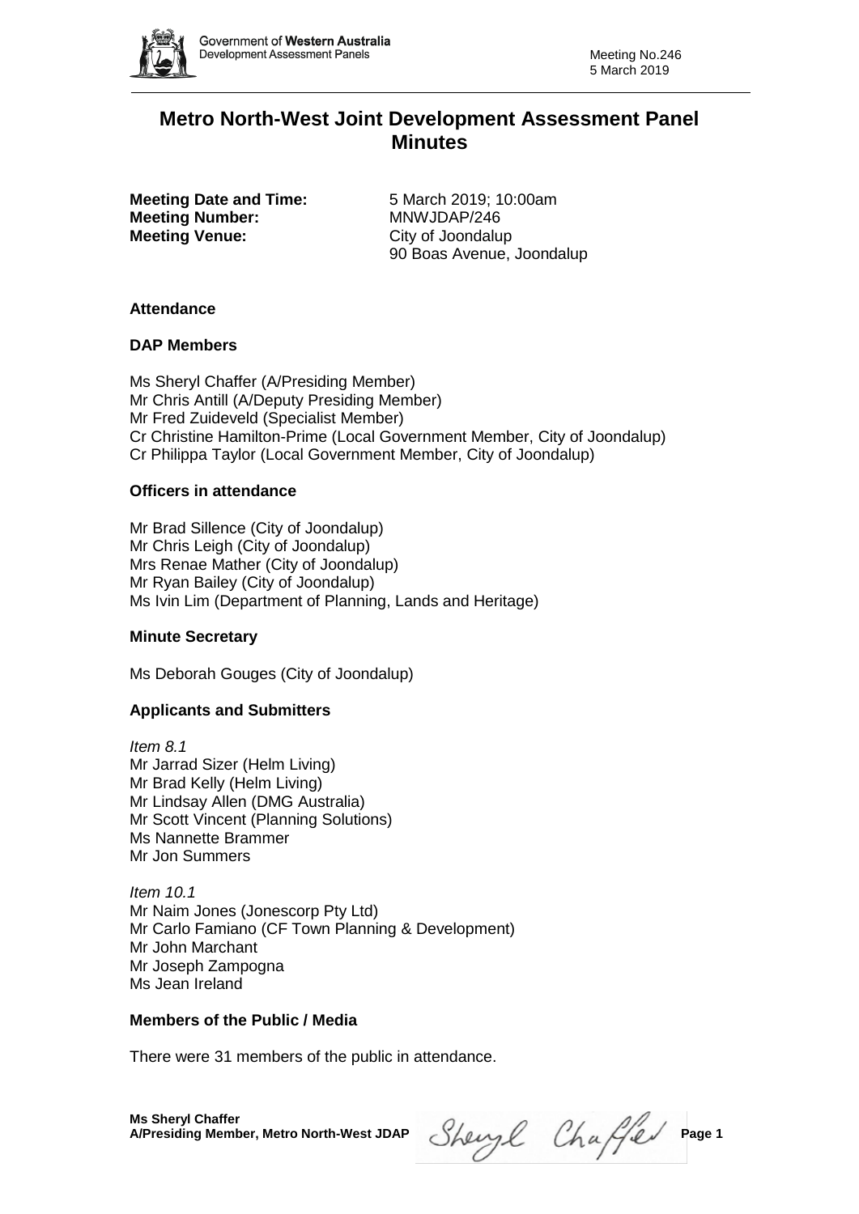Government of Western Australia
Development Assessment Panels

Meeting No.246
5 March 2019

# Metro North-West Joint Development Assessment Panel Minutes

**Meeting Date and Time:** 5 March 2019; 10:00am
**Meeting Number:** MNWJDAP/246
**Meeting Venue:** City of Joondalup
90 Boas Avenue, Joondalup

## Attendance

### DAP Members

Ms Sheryl Chaffer (A/Presiding Member)
Mr Chris Antill (A/Deputy Presiding Member)
Mr Fred Zuideveld (Specialist Member)
Cr Christine Hamilton-Prime (Local Government Member, City of Joondalup)
Cr Philippa Taylor (Local Government Member, City of Joondalup)

### Officers in attendance

Mr Brad Sillence (City of Joondalup)
Mr Chris Leigh (City of Joondalup)
Mrs Renae Mather (City of Joondalup)
Mr Ryan Bailey (City of Joondalup)
Ms Ivin Lim (Department of Planning, Lands and Heritage)

### Minute Secretary

Ms Deborah Gouges (City of Joondalup)

### Applicants and Submitters

*Item 8.1*
Mr Jarrad Sizer (Helm Living)
Mr Brad Kelly (Helm Living)
Mr Lindsay Allen (DMG Australia)
Mr Scott Vincent (Planning Solutions)
Ms Nannette Brammer
Mr Jon Summers

*Item 10.1*
Mr Naim Jones (Jonescorp Pty Ltd)
Mr Carlo Famiano (CF Town Planning & Development)
Mr John Marchant
Mr Joseph Zampogna
Ms Jean Ireland

### Members of the Public / Media

There were 31 members of the public in attendance.

**Ms Sheryl Chaffer**
**A/Presiding Member, Metro North-West JDAP**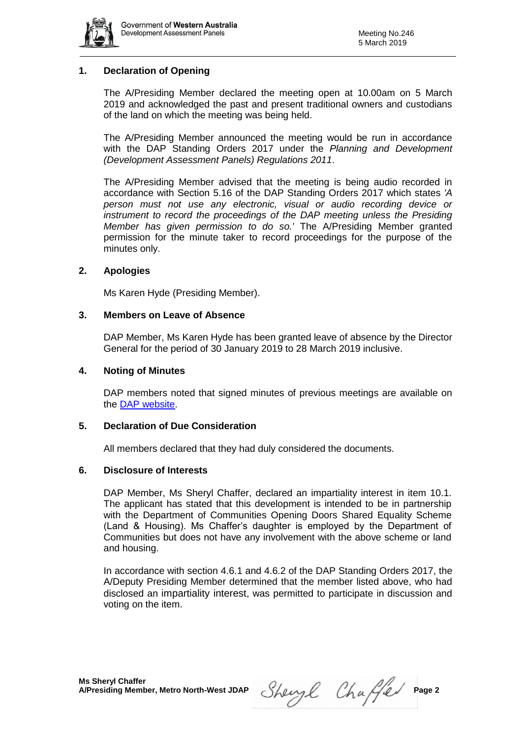## 1. Declaration of Opening

The A/Presiding Member declared the meeting open at 10.00am on 5 March 2019 and acknowledged the past and present traditional owners and custodians of the land on which the meeting was being held.

The A/Presiding Member announced the meeting would be run in accordance with the DAP Standing Orders 2017 under the *Planning and Development (Development Assessment Panels) Regulations 2011*.

The A/Presiding Member advised that the meeting is being audio recorded in accordance with Section 5.16 of the DAP Standing Orders 2017 which states *'A person must not use any electronic, visual or audio recording device or instrument to record the proceedings of the DAP meeting unless the Presiding Member has given permission to do so.'* The A/Presiding Member granted permission for the minute taker to record proceedings for the purpose of the minutes only.

## 2. Apologies

Ms Karen Hyde (Presiding Member).

## 3. Members on Leave of Absence

DAP Member, Ms Karen Hyde has been granted leave of absence by the Director General for the period of 30 January 2019 to 28 March 2019 inclusive.

## 4. Noting of Minutes

DAP members noted that signed minutes of previous meetings are available on the DAP website.

## 5. Declaration of Due Consideration

All members declared that they had duly considered the documents.

## 6. Disclosure of Interests

DAP Member, Ms Sheryl Chaffer, declared an impartiality interest in item 10.1. The applicant has stated that this development is intended to be in partnership with the Department of Communities Opening Doors Shared Equality Scheme (Land & Housing). Ms Chaffer's daughter is employed by the Department of Communities but does not have any involvement with the above scheme or land and housing.

In accordance with section 4.6.1 and 4.6.2 of the DAP Standing Orders 2017, the A/Deputy Presiding Member determined that the member listed above, who had disclosed an impartiality interest, was permitted to participate in discussion and voting on the item.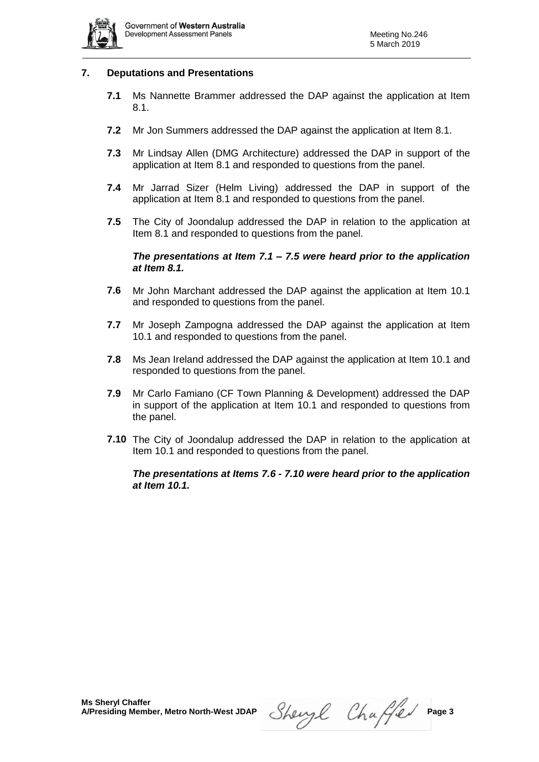## 7. Deputations and Presentations

**7.1** Ms Nannette Brammer addressed the DAP against the application at Item 8.1.

**7.2** Mr Jon Summers addressed the DAP against the application at Item 8.1.

**7.3** Mr Lindsay Allen (DMG Architecture) addressed the DAP in support of the application at Item 8.1 and responded to questions from the panel.

**7.4** Mr Jarrad Sizer (Helm Living) addressed the DAP in support of the application at Item 8.1 and responded to questions from the panel.

**7.5** The City of Joondalup addressed the DAP in relation to the application at Item 8.1 and responded to questions from the panel.

***The presentations at Item 7.1 – 7.5 were heard prior to the application at Item 8.1.***

**7.6** Mr John Marchant addressed the DAP against the application at Item 10.1 and responded to questions from the panel.

**7.7** Mr Joseph Zampogna addressed the DAP against the application at Item 10.1 and responded to questions from the panel.

**7.8** Ms Jean Ireland addressed the DAP against the application at Item 10.1 and responded to questions from the panel.

**7.9** Mr Carlo Famiano (CF Town Planning & Development) addressed the DAP in support of the application at Item 10.1 and responded to questions from the panel.

**7.10** The City of Joondalup addressed the DAP in relation to the application at Item 10.1 and responded to questions from the panel.

***The presentations at Items 7.6 - 7.10 were heard prior to the application at Item 10.1.***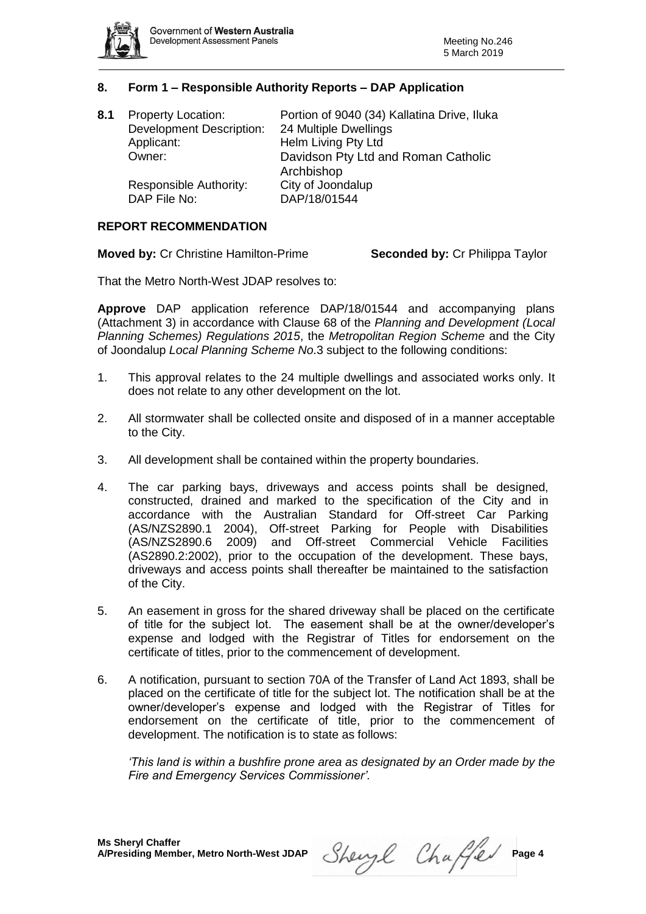## 8. Form 1 – Responsible Authority Reports – DAP Application

**8.1** Property Location: Portion of 9040 (34) Kallatina Drive, Iluka
Development Description: 24 Multiple Dwellings
Applicant: Helm Living Pty Ltd
Owner: Davidson Pty Ltd and Roman Catholic Archbishop
Responsible Authority: City of Joondalup
DAP File No: DAP/18/01544

### REPORT RECOMMENDATION

**Moved by:** Cr Christine Hamilton-Prime **Seconded by:** Cr Philippa Taylor

That the Metro North-West JDAP resolves to:

**Approve** DAP application reference DAP/18/01544 and accompanying plans (Attachment 3) in accordance with Clause 68 of the *Planning and Development (Local Planning Schemes) Regulations 2015*, the *Metropolitan Region Scheme* and the City of Joondalup *Local Planning Scheme No*.3 subject to the following conditions:

1. This approval relates to the 24 multiple dwellings and associated works only. It does not relate to any other development on the lot.
2. All stormwater shall be collected onsite and disposed of in a manner acceptable to the City.
3. All development shall be contained within the property boundaries.
4. The car parking bays, driveways and access points shall be designed, constructed, drained and marked to the specification of the City and in accordance with the Australian Standard for Off-street Car Parking (AS/NZS2890.1 2004), Off-street Parking for People with Disabilities (AS/NZS2890.6 2009) and Off-street Commercial Vehicle Facilities (AS2890.2:2002), prior to the occupation of the development. These bays, driveways and access points shall thereafter be maintained to the satisfaction of the City.
5. An easement in gross for the shared driveway shall be placed on the certificate of title for the subject lot. The easement shall be at the owner/developer's expense and lodged with the Registrar of Titles for endorsement on the certificate of titles, prior to the commencement of development.
6. A notification, pursuant to section 70A of the Transfer of Land Act 1893, shall be placed on the certificate of title for the subject lot. The notification shall be at the owner/developer's expense and lodged with the Registrar of Titles for endorsement on the certificate of title, prior to the commencement of development. The notification is to state as follows:

   *'This land is within a bushfire prone area as designated by an Order made by the Fire and Emergency Services Commissioner'.*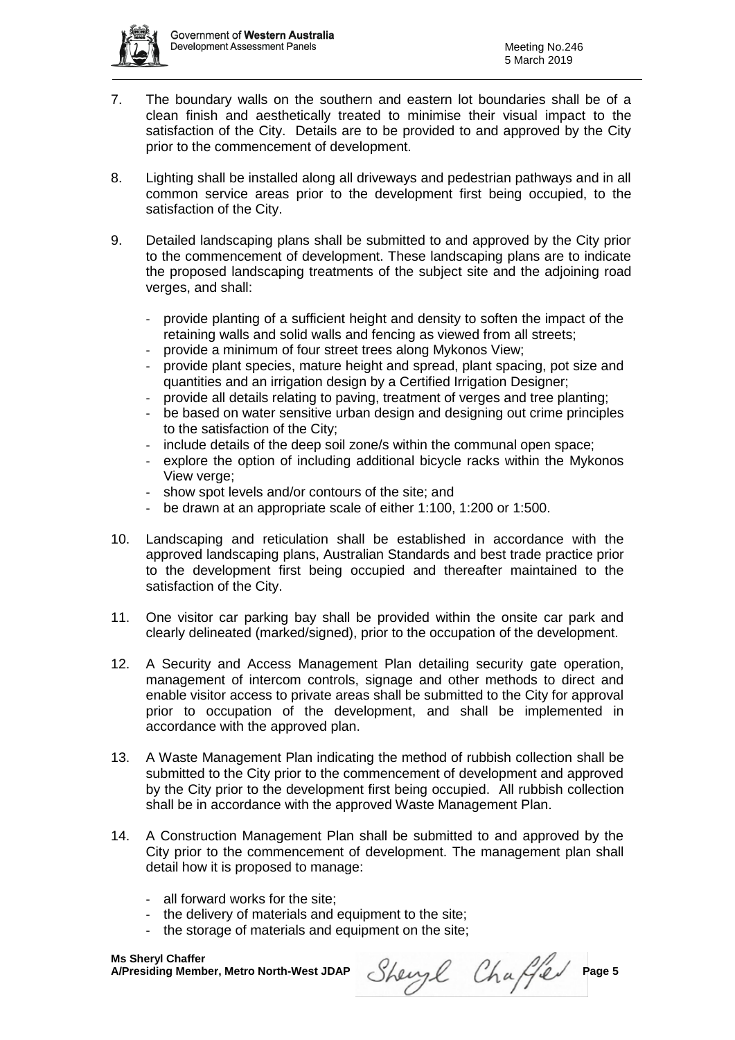7. The boundary walls on the southern and eastern lot boundaries shall be of a clean finish and aesthetically treated to minimise their visual impact to the satisfaction of the City. Details are to be provided to and approved by the City prior to the commencement of development.

8. Lighting shall be installed along all driveways and pedestrian pathways and in all common service areas prior to the development first being occupied, to the satisfaction of the City.

9. Detailed landscaping plans shall be submitted to and approved by the City prior to the commencement of development. These landscaping plans are to indicate the proposed landscaping treatments of the subject site and the adjoining road verges, and shall:

   - provide planting of a sufficient height and density to soften the impact of the retaining walls and solid walls and fencing as viewed from all streets;
   - provide a minimum of four street trees along Mykonos View;
   - provide plant species, mature height and spread, plant spacing, pot size and quantities and an irrigation design by a Certified Irrigation Designer;
   - provide all details relating to paving, treatment of verges and tree planting;
   - be based on water sensitive urban design and designing out crime principles to the satisfaction of the City;
   - include details of the deep soil zone/s within the communal open space;
   - explore the option of including additional bicycle racks within the Mykonos View verge;
   - show spot levels and/or contours of the site; and
   - be drawn at an appropriate scale of either 1:100, 1:200 or 1:500.

10. Landscaping and reticulation shall be established in accordance with the approved landscaping plans, Australian Standards and best trade practice prior to the development first being occupied and thereafter maintained to the satisfaction of the City.

11. One visitor car parking bay shall be provided within the onsite car park and clearly delineated (marked/signed), prior to the occupation of the development.

12. A Security and Access Management Plan detailing security gate operation, management of intercom controls, signage and other methods to direct and enable visitor access to private areas shall be submitted to the City for approval prior to occupation of the development, and shall be implemented in accordance with the approved plan.

13. A Waste Management Plan indicating the method of rubbish collection shall be submitted to the City prior to the commencement of development and approved by the City prior to the development first being occupied. All rubbish collection shall be in accordance with the approved Waste Management Plan.

14. A Construction Management Plan shall be submitted to and approved by the City prior to the commencement of development. The management plan shall detail how it is proposed to manage:

   - all forward works for the site;
   - the delivery of materials and equipment to the site;
   - the storage of materials and equipment on the site;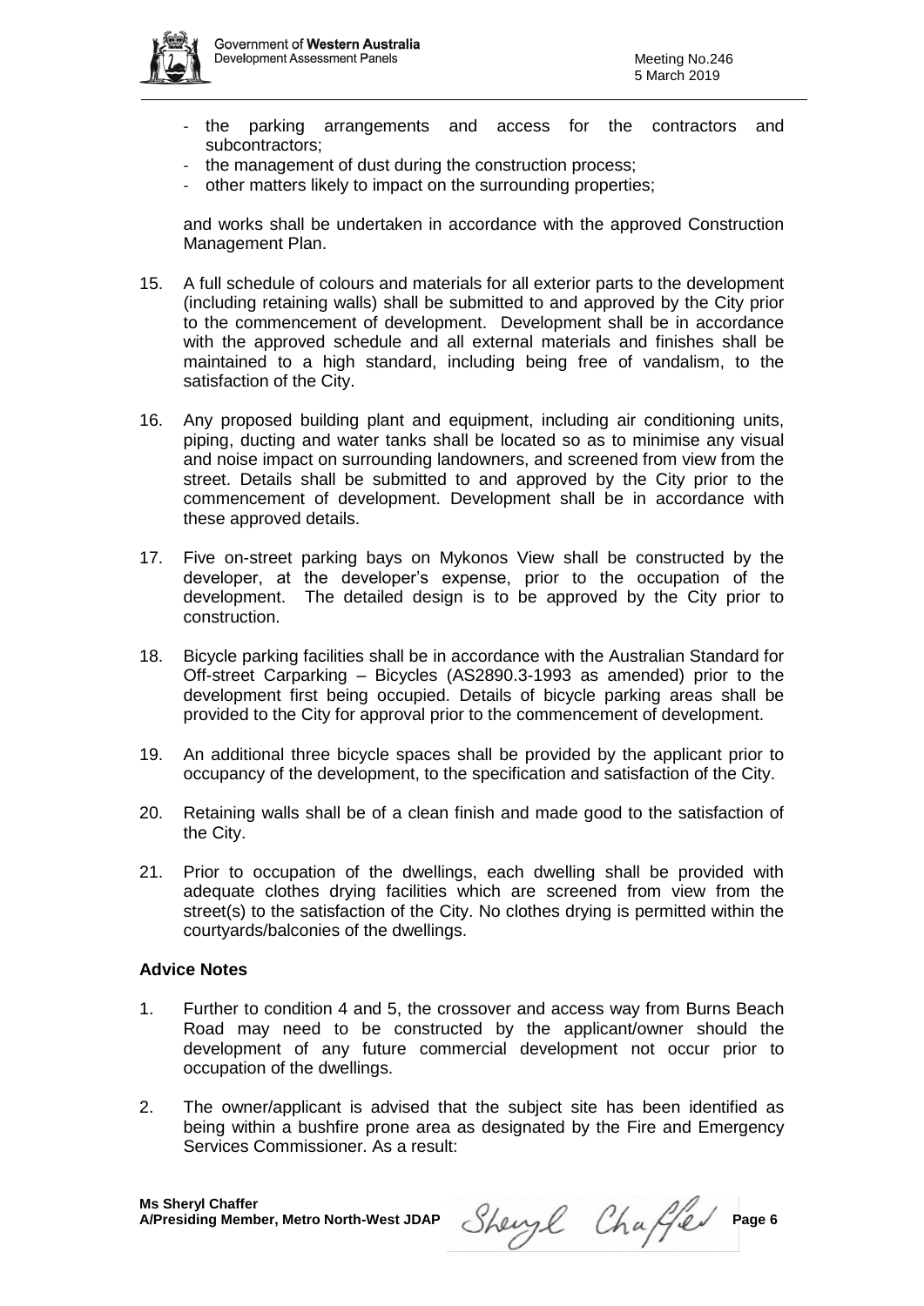- the parking arrangements and access for the contractors and subcontractors;
- the management of dust during the construction process;
- other matters likely to impact on the surrounding properties;

and works shall be undertaken in accordance with the approved Construction Management Plan.

15. A full schedule of colours and materials for all exterior parts to the development (including retaining walls) shall be submitted to and approved by the City prior to the commencement of development. Development shall be in accordance with the approved schedule and all external materials and finishes shall be maintained to a high standard, including being free of vandalism, to the satisfaction of the City.

16. Any proposed building plant and equipment, including air conditioning units, piping, ducting and water tanks shall be located so as to minimise any visual and noise impact on surrounding landowners, and screened from view from the street. Details shall be submitted to and approved by the City prior to the commencement of development. Development shall be in accordance with these approved details.

17. Five on-street parking bays on Mykonos View shall be constructed by the developer, at the developer's expense, prior to the occupation of the development. The detailed design is to be approved by the City prior to construction.

18. Bicycle parking facilities shall be in accordance with the Australian Standard for Off-street Carparking – Bicycles (AS2890.3-1993 as amended) prior to the development first being occupied. Details of bicycle parking areas shall be provided to the City for approval prior to the commencement of development.

19. An additional three bicycle spaces shall be provided by the applicant prior to occupancy of the development, to the specification and satisfaction of the City.

20. Retaining walls shall be of a clean finish and made good to the satisfaction of the City.

21. Prior to occupation of the dwellings, each dwelling shall be provided with adequate clothes drying facilities which are screened from view from the street(s) to the satisfaction of the City. No clothes drying is permitted within the courtyards/balconies of the dwellings.

**Advice Notes**

1. Further to condition 4 and 5, the crossover and access way from Burns Beach Road may need to be constructed by the applicant/owner should the development of any future commercial development not occur prior to occupation of the dwellings.

2. The owner/applicant is advised that the subject site has been identified as being within a bushfire prone area as designated by the Fire and Emergency Services Commissioner. As a result: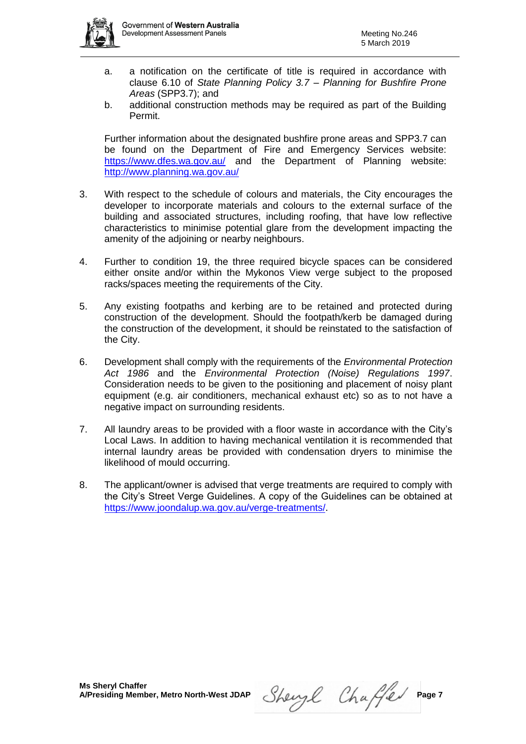a. a notification on the certificate of title is required in accordance with clause 6.10 of *State Planning Policy 3.7 – Planning for Bushfire Prone Areas* (SPP3.7); and
b. additional construction methods may be required as part of the Building Permit.

Further information about the designated bushfire prone areas and SPP3.7 can be found on the Department of Fire and Emergency Services website: https://www.dfes.wa.gov.au/ and the Department of Planning website: http://www.planning.wa.gov.au/

3. With respect to the schedule of colours and materials, the City encourages the developer to incorporate materials and colours to the external surface of the building and associated structures, including roofing, that have low reflective characteristics to minimise potential glare from the development impacting the amenity of the adjoining or nearby neighbours.

4. Further to condition 19, the three required bicycle spaces can be considered either onsite and/or within the Mykonos View verge subject to the proposed racks/spaces meeting the requirements of the City.

5. Any existing footpaths and kerbing are to be retained and protected during construction of the development. Should the footpath/kerb be damaged during the construction of the development, it should be reinstated to the satisfaction of the City.

6. Development shall comply with the requirements of the *Environmental Protection Act 1986* and the *Environmental Protection (Noise) Regulations 1997*. Consideration needs to be given to the positioning and placement of noisy plant equipment (e.g. air conditioners, mechanical exhaust etc) so as to not have a negative impact on surrounding residents.

7. All laundry areas to be provided with a floor waste in accordance with the City's Local Laws. In addition to having mechanical ventilation it is recommended that internal laundry areas be provided with condensation dryers to minimise the likelihood of mould occurring.

8. The applicant/owner is advised that verge treatments are required to comply with the City's Street Verge Guidelines. A copy of the Guidelines can be obtained at https://www.joondalup.wa.gov.au/verge-treatments/.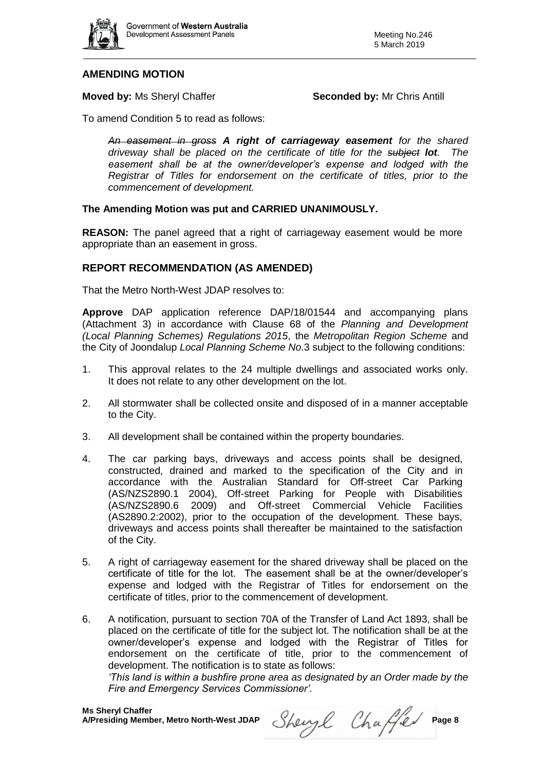## AMENDING MOTION

**Moved by:** Ms Sheryl Chaffer **Seconded by:** Mr Chris Antill

To amend Condition 5 to read as follows:

> *~~An easement in gross~~ **A right of carriageway easement** for the shared driveway shall be placed on the certificate of title for the ~~subject~~ **lot**. The easement shall be at the owner/developer's expense and lodged with the Registrar of Titles for endorsement on the certificate of titles, prior to the commencement of development.*

**The Amending Motion was put and CARRIED UNANIMOUSLY.**

**REASON:** The panel agreed that a right of carriageway easement would be more appropriate than an easement in gross.

## REPORT RECOMMENDATION (AS AMENDED)

That the Metro North-West JDAP resolves to:

**Approve** DAP application reference DAP/18/01544 and accompanying plans (Attachment 3) in accordance with Clause 68 of the *Planning and Development (Local Planning Schemes) Regulations 2015*, the *Metropolitan Region Scheme* and the City of Joondalup *Local Planning Scheme No*.3 subject to the following conditions:

1. This approval relates to the 24 multiple dwellings and associated works only. It does not relate to any other development on the lot.
2. All stormwater shall be collected onsite and disposed of in a manner acceptable to the City.
3. All development shall be contained within the property boundaries.
4. The car parking bays, driveways and access points shall be designed, constructed, drained and marked to the specification of the City and in accordance with the Australian Standard for Off-street Car Parking (AS/NZS2890.1 2004), Off-street Parking for People with Disabilities (AS/NZS2890.6 2009) and Off-street Commercial Vehicle Facilities (AS2890.2:2002), prior to the occupation of the development. These bays, driveways and access points shall thereafter be maintained to the satisfaction of the City.
5. A right of carriageway easement for the shared driveway shall be placed on the certificate of title for the lot. The easement shall be at the owner/developer's expense and lodged with the Registrar of Titles for endorsement on the certificate of titles, prior to the commencement of development.
6. A notification, pursuant to section 70A of the Transfer of Land Act 1893, shall be placed on the certificate of title for the subject lot. The notification shall be at the owner/developer's expense and lodged with the Registrar of Titles for endorsement on the certificate of title, prior to the commencement of development. The notification is to state as follows:
   *'This land is within a bushfire prone area as designated by an Order made by the Fire and Emergency Services Commissioner'.*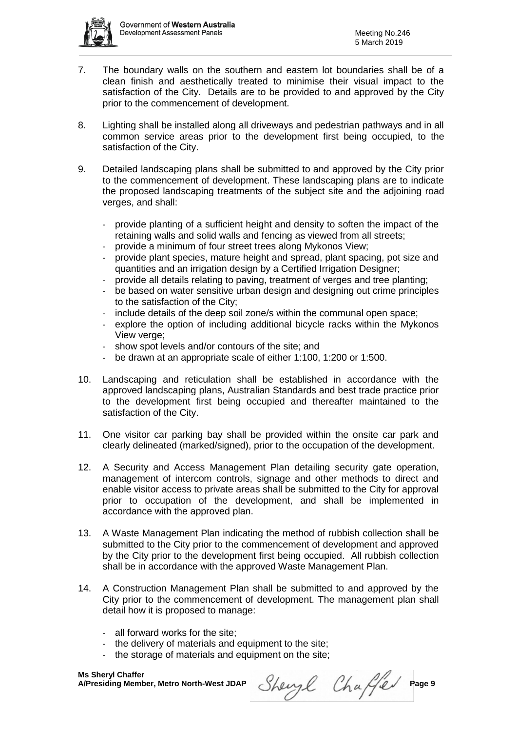7. The boundary walls on the southern and eastern lot boundaries shall be of a clean finish and aesthetically treated to minimise their visual impact to the satisfaction of the City. Details are to be provided to and approved by the City prior to the commencement of development.

8. Lighting shall be installed along all driveways and pedestrian pathways and in all common service areas prior to the development first being occupied, to the satisfaction of the City.

9. Detailed landscaping plans shall be submitted to and approved by the City prior to the commencement of development. These landscaping plans are to indicate the proposed landscaping treatments of the subject site and the adjoining road verges, and shall:

   - provide planting of a sufficient height and density to soften the impact of the retaining walls and solid walls and fencing as viewed from all streets;
   - provide a minimum of four street trees along Mykonos View;
   - provide plant species, mature height and spread, plant spacing, pot size and quantities and an irrigation design by a Certified Irrigation Designer;
   - provide all details relating to paving, treatment of verges and tree planting;
   - be based on water sensitive urban design and designing out crime principles to the satisfaction of the City;
   - include details of the deep soil zone/s within the communal open space;
   - explore the option of including additional bicycle racks within the Mykonos View verge;
   - show spot levels and/or contours of the site; and
   - be drawn at an appropriate scale of either 1:100, 1:200 or 1:500.

10. Landscaping and reticulation shall be established in accordance with the approved landscaping plans, Australian Standards and best trade practice prior to the development first being occupied and thereafter maintained to the satisfaction of the City.

11. One visitor car parking bay shall be provided within the onsite car park and clearly delineated (marked/signed), prior to the occupation of the development.

12. A Security and Access Management Plan detailing security gate operation, management of intercom controls, signage and other methods to direct and enable visitor access to private areas shall be submitted to the City for approval prior to occupation of the development, and shall be implemented in accordance with the approved plan.

13. A Waste Management Plan indicating the method of rubbish collection shall be submitted to the City prior to the commencement of development and approved by the City prior to the development first being occupied. All rubbish collection shall be in accordance with the approved Waste Management Plan.

14. A Construction Management Plan shall be submitted to and approved by the City prior to the commencement of development. The management plan shall detail how it is proposed to manage:

   - all forward works for the site;
   - the delivery of materials and equipment to the site;
   - the storage of materials and equipment on the site;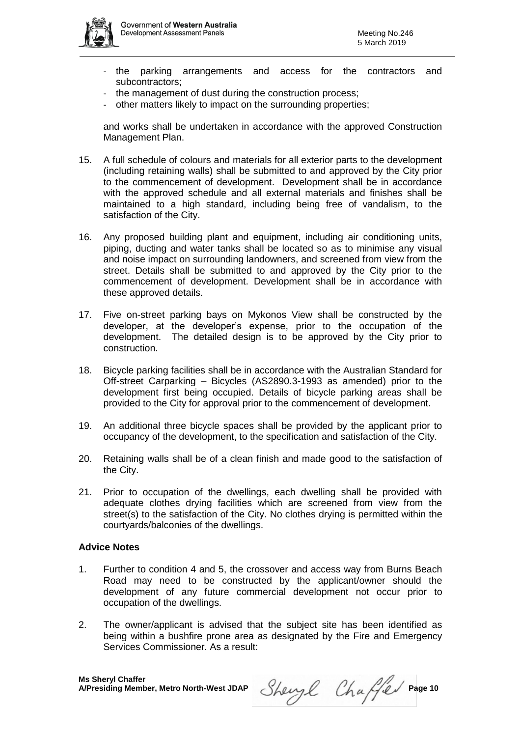- the parking arrangements and access for the contractors and subcontractors;
- the management of dust during the construction process;
- other matters likely to impact on the surrounding properties;

and works shall be undertaken in accordance with the approved Construction Management Plan.

15. A full schedule of colours and materials for all exterior parts to the development (including retaining walls) shall be submitted to and approved by the City prior to the commencement of development. Development shall be in accordance with the approved schedule and all external materials and finishes shall be maintained to a high standard, including being free of vandalism, to the satisfaction of the City.

16. Any proposed building plant and equipment, including air conditioning units, piping, ducting and water tanks shall be located so as to minimise any visual and noise impact on surrounding landowners, and screened from view from the street. Details shall be submitted to and approved by the City prior to the commencement of development. Development shall be in accordance with these approved details.

17. Five on-street parking bays on Mykonos View shall be constructed by the developer, at the developer's expense, prior to the occupation of the development. The detailed design is to be approved by the City prior to construction.

18. Bicycle parking facilities shall be in accordance with the Australian Standard for Off-street Carparking – Bicycles (AS2890.3-1993 as amended) prior to the development first being occupied. Details of bicycle parking areas shall be provided to the City for approval prior to the commencement of development.

19. An additional three bicycle spaces shall be provided by the applicant prior to occupancy of the development, to the specification and satisfaction of the City.

20. Retaining walls shall be of a clean finish and made good to the satisfaction of the City.

21. Prior to occupation of the dwellings, each dwelling shall be provided with adequate clothes drying facilities which are screened from view from the street(s) to the satisfaction of the City. No clothes drying is permitted within the courtyards/balconies of the dwellings.

**Advice Notes**

1. Further to condition 4 and 5, the crossover and access way from Burns Beach Road may need to be constructed by the applicant/owner should the development of any future commercial development not occur prior to occupation of the dwellings.

2. The owner/applicant is advised that the subject site has been identified as being within a bushfire prone area as designated by the Fire and Emergency Services Commissioner. As a result: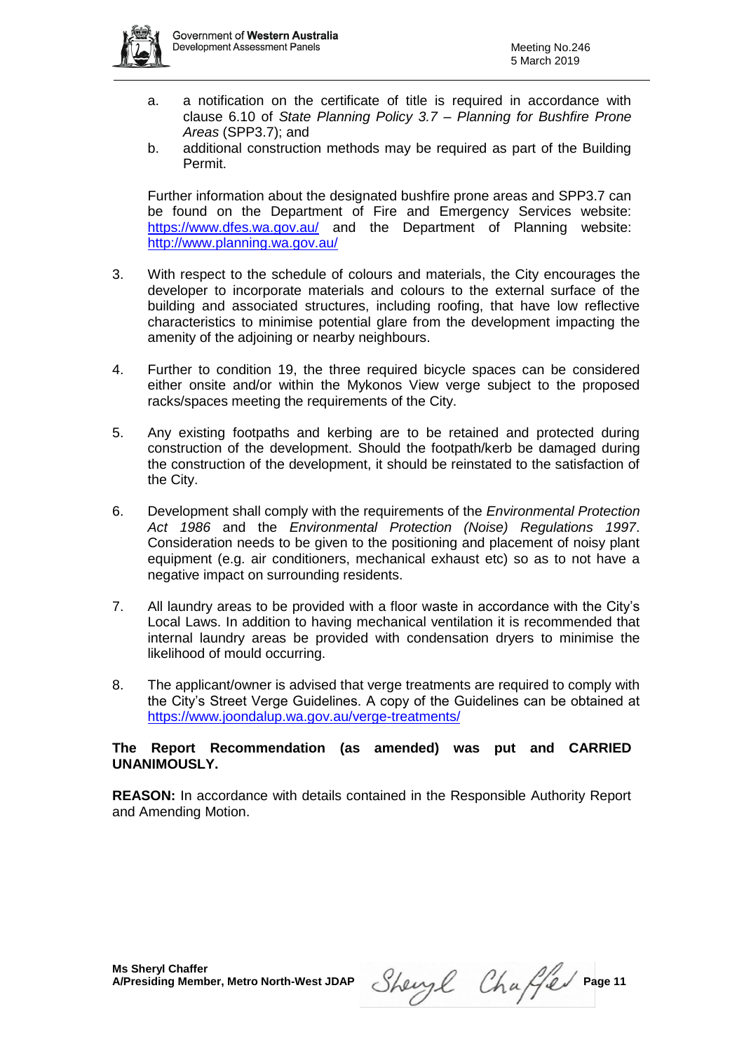a. a notification on the certificate of title is required in accordance with clause 6.10 of *State Planning Policy 3.7 – Planning for Bushfire Prone Areas* (SPP3.7); and
b. additional construction methods may be required as part of the Building Permit.

Further information about the designated bushfire prone areas and SPP3.7 can be found on the Department of Fire and Emergency Services website: https://www.dfes.wa.gov.au/ and the Department of Planning website: http://www.planning.wa.gov.au/

3. With respect to the schedule of colours and materials, the City encourages the developer to incorporate materials and colours to the external surface of the building and associated structures, including roofing, that have low reflective characteristics to minimise potential glare from the development impacting the amenity of the adjoining or nearby neighbours.

4. Further to condition 19, the three required bicycle spaces can be considered either onsite and/or within the Mykonos View verge subject to the proposed racks/spaces meeting the requirements of the City.

5. Any existing footpaths and kerbing are to be retained and protected during construction of the development. Should the footpath/kerb be damaged during the construction of the development, it should be reinstated to the satisfaction of the City.

6. Development shall comply with the requirements of the *Environmental Protection Act 1986* and the *Environmental Protection (Noise) Regulations 1997*. Consideration needs to be given to the positioning and placement of noisy plant equipment (e.g. air conditioners, mechanical exhaust etc) so as to not have a negative impact on surrounding residents.

7. All laundry areas to be provided with a floor waste in accordance with the City's Local Laws. In addition to having mechanical ventilation it is recommended that internal laundry areas be provided with condensation dryers to minimise the likelihood of mould occurring.

8. The applicant/owner is advised that verge treatments are required to comply with the City's Street Verge Guidelines. A copy of the Guidelines can be obtained at https://www.joondalup.wa.gov.au/verge-treatments/

**The Report Recommendation (as amended) was put and CARRIED UNANIMOUSLY.**

**REASON:** In accordance with details contained in the Responsible Authority Report and Amending Motion.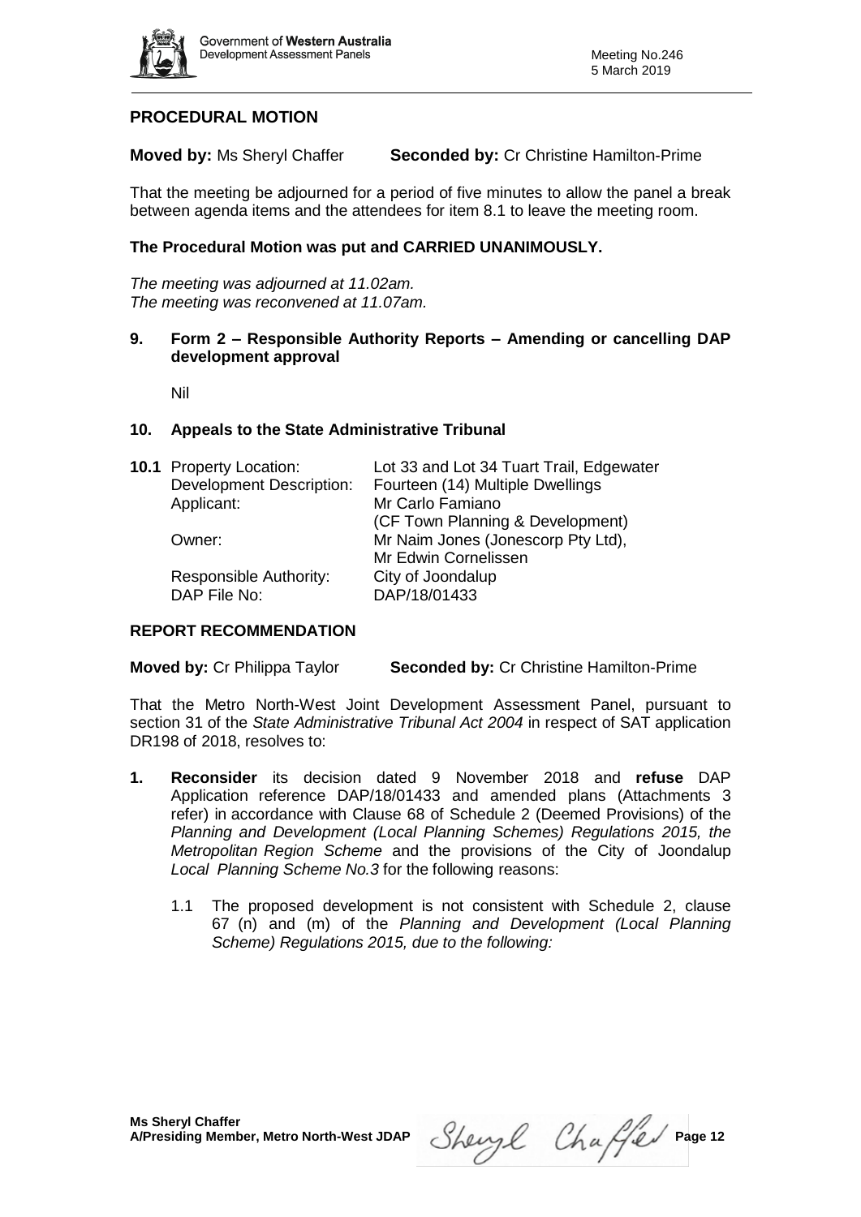## PROCEDURAL MOTION

**Moved by:** Ms Sheryl Chaffer **Seconded by:** Cr Christine Hamilton-Prime

That the meeting be adjourned for a period of five minutes to allow the panel a break between agenda items and the attendees for item 8.1 to leave the meeting room.

**The Procedural Motion was put and CARRIED UNANIMOUSLY.**

*The meeting was adjourned at 11.02am.*
*The meeting was reconvened at 11.07am.*

## 9. Form 2 – Responsible Authority Reports – Amending or cancelling DAP development approval

Nil

## 10. Appeals to the State Administrative Tribunal

**10.1** Property Location: Lot 33 and Lot 34 Tuart Trail, Edgewater
Development Description: Fourteen (14) Multiple Dwellings
Applicant: Mr Carlo Famiano (CF Town Planning & Development)
Owner: Mr Naim Jones (Jonescorp Pty Ltd), Mr Edwin Cornelissen
Responsible Authority: City of Joondalup
DAP File No: DAP/18/01433

### REPORT RECOMMENDATION

**Moved by:** Cr Philippa Taylor **Seconded by:** Cr Christine Hamilton-Prime

That the Metro North-West Joint Development Assessment Panel, pursuant to section 31 of the *State Administrative Tribunal Act 2004* in respect of SAT application DR198 of 2018, resolves to:

1. **Reconsider** its decision dated 9 November 2018 and **refuse** DAP Application reference DAP/18/01433 and amended plans (Attachments 3 refer) in accordance with Clause 68 of Schedule 2 (Deemed Provisions) of the *Planning and Development (Local Planning Schemes) Regulations 2015, the Metropolitan Region Scheme* and the provisions of the City of Joondalup *Local Planning Scheme No.3* for the following reasons:

   1.1 The proposed development is not consistent with Schedule 2, clause 67 (n) and (m) of the *Planning and Development (Local Planning Scheme) Regulations 2015, due to the following:*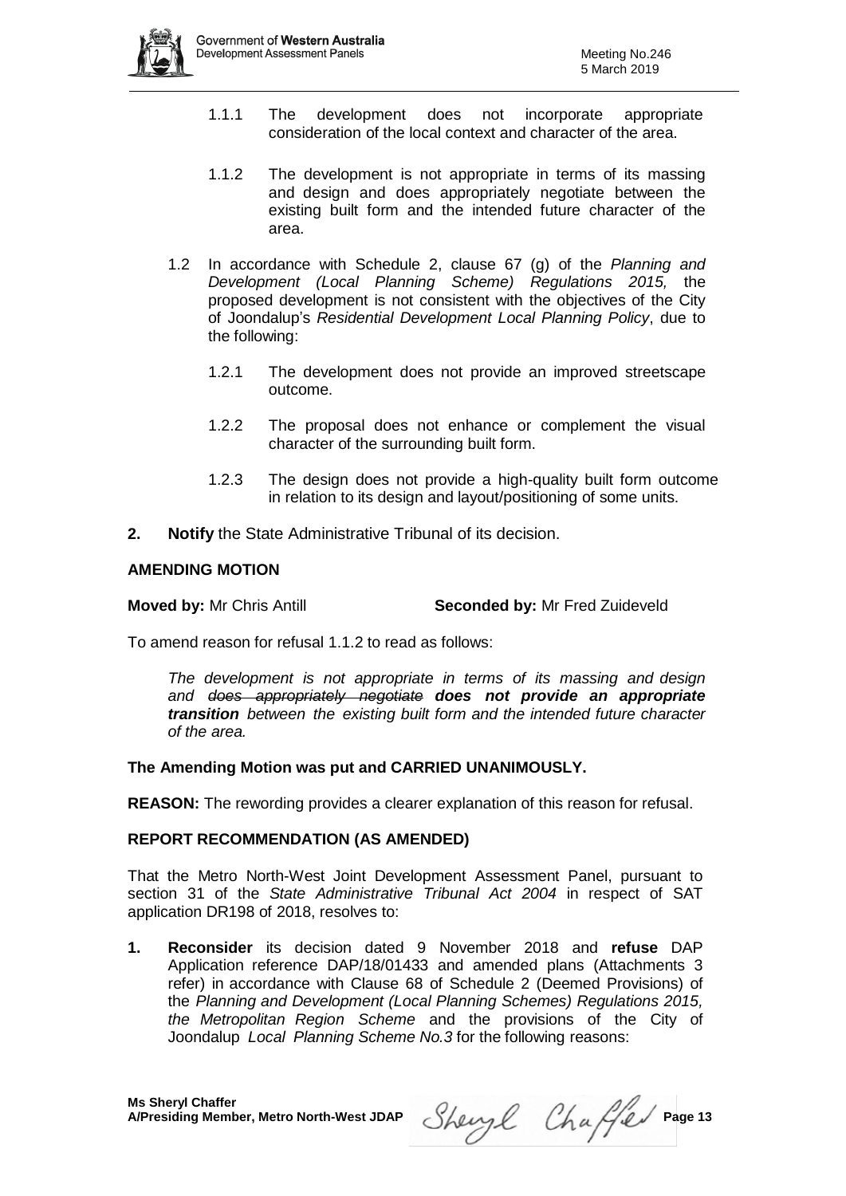1.1.1 The development does not incorporate appropriate consideration of the local context and character of the area.

1.1.2 The development is not appropriate in terms of its massing and design and does appropriately negotiate between the existing built form and the intended future character of the area.

1.2 In accordance with Schedule 2, clause 67 (g) of the *Planning and Development (Local Planning Scheme) Regulations 2015,* the proposed development is not consistent with the objectives of the City of Joondalup's *Residential Development Local Planning Policy*, due to the following:

1.2.1 The development does not provide an improved streetscape outcome.

1.2.2 The proposal does not enhance or complement the visual character of the surrounding built form.

1.2.3 The design does not provide a high-quality built form outcome in relation to its design and layout/positioning of some units.

**2. Notify** the State Administrative Tribunal of its decision.

**AMENDING MOTION**

**Moved by:** Mr Chris Antill **Seconded by:** Mr Fred Zuideveld

To amend reason for refusal 1.1.2 to read as follows:

*The development is not appropriate in terms of its massing and design and ~~does appropriately negotiate~~* ***does not provide an appropriate transition*** *between the existing built form and the intended future character of the area.*

**The Amending Motion was put and CARRIED UNANIMOUSLY.**

**REASON:** The rewording provides a clearer explanation of this reason for refusal.

**REPORT RECOMMENDATION (AS AMENDED)**

That the Metro North-West Joint Development Assessment Panel, pursuant to section 31 of the *State Administrative Tribunal Act 2004* in respect of SAT application DR198 of 2018, resolves to:

**1. Reconsider** its decision dated 9 November 2018 and **refuse** DAP Application reference DAP/18/01433 and amended plans (Attachments 3 refer) in accordance with Clause 68 of Schedule 2 (Deemed Provisions) of the *Planning and Development (Local Planning Schemes) Regulations 2015, the Metropolitan Region Scheme* and the provisions of the City of Joondalup *Local Planning Scheme No.3* for the following reasons:

**Ms Sheryl Chaffer**
**A/Presiding Member, Metro North-West JDAP**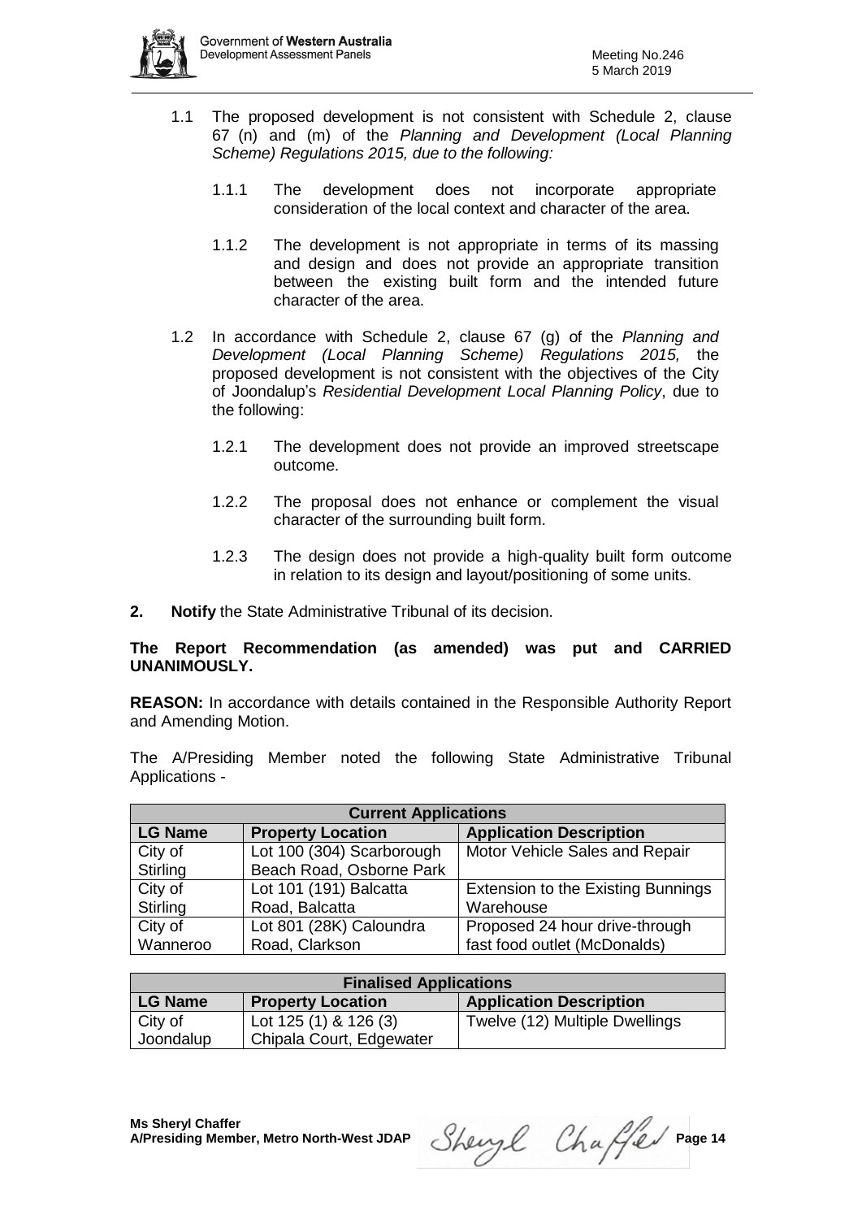1.1 The proposed development is not consistent with Schedule 2, clause 67 (n) and (m) of the *Planning and Development (Local Planning Scheme) Regulations 2015, due to the following:*

   1.1.1 The development does not incorporate appropriate consideration of the local context and character of the area.

   1.1.2 The development is not appropriate in terms of its massing and design and does not provide an appropriate transition between the existing built form and the intended future character of the area.

1.2 In accordance with Schedule 2, clause 67 (g) of the *Planning and Development (Local Planning Scheme) Regulations 2015,* the proposed development is not consistent with the objectives of the City of Joondalup's *Residential Development Local Planning Policy*, due to the following:

   1.2.1 The development does not provide an improved streetscape outcome.

   1.2.2 The proposal does not enhance or complement the visual character of the surrounding built form.

   1.2.3 The design does not provide a high-quality built form outcome in relation to its design and layout/positioning of some units.

**2. Notify** the State Administrative Tribunal of its decision.

**The Report Recommendation (as amended) was put and CARRIED UNANIMOUSLY.**

**REASON:** In accordance with details contained in the Responsible Authority Report and Amending Motion.

The A/Presiding Member noted the following State Administrative Tribunal Applications -

| **Current Applications** | | |
|---|---|---|
| **LG Name** | **Property Location** | **Application Description** |
| City of Stirling | Lot 100 (304) Scarborough Beach Road, Osborne Park | Motor Vehicle Sales and Repair |
| City of Stirling | Lot 101 (191) Balcatta Road, Balcatta | Extension to the Existing Bunnings Warehouse |
| City of Wanneroo | Lot 801 (28K) Caloundra Road, Clarkson | Proposed 24 hour drive-through fast food outlet (McDonalds) |

| **Finalised Applications** | | |
|---|---|---|
| **LG Name** | **Property Location** | **Application Description** |
| City of Joondalup | Lot 125 (1) & 126 (3) Chipala Court, Edgewater | Twelve (12) Multiple Dwellings |

**Ms Sheryl Chaffer**
**A/Presiding Member, Metro North-West JDAP**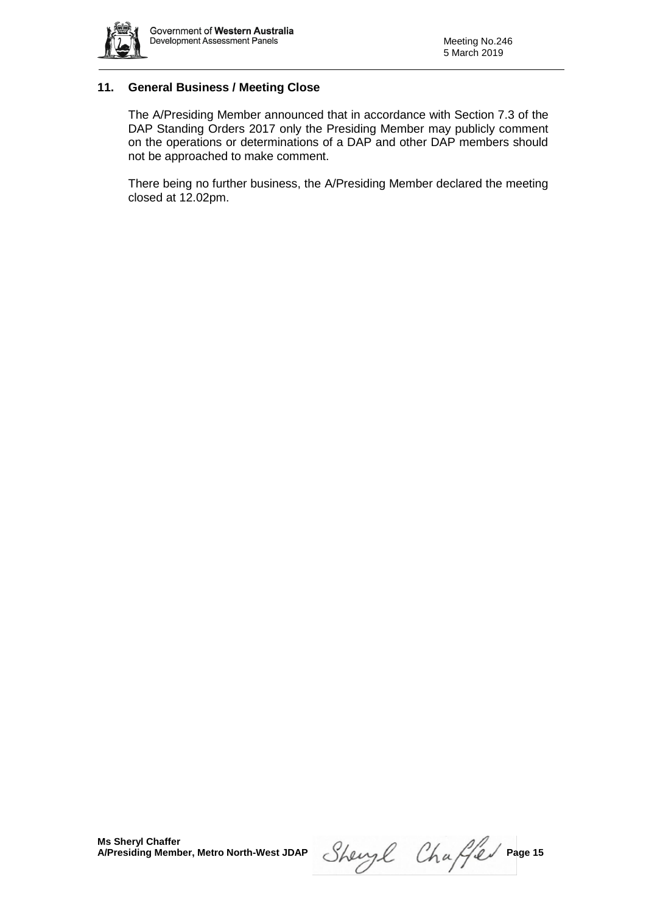## 11. General Business / Meeting Close

The A/Presiding Member announced that in accordance with Section 7.3 of the DAP Standing Orders 2017 only the Presiding Member may publicly comment on the operations or determinations of a DAP and other DAP members should not be approached to make comment.

There being no further business, the A/Presiding Member declared the meeting closed at 12.02pm.